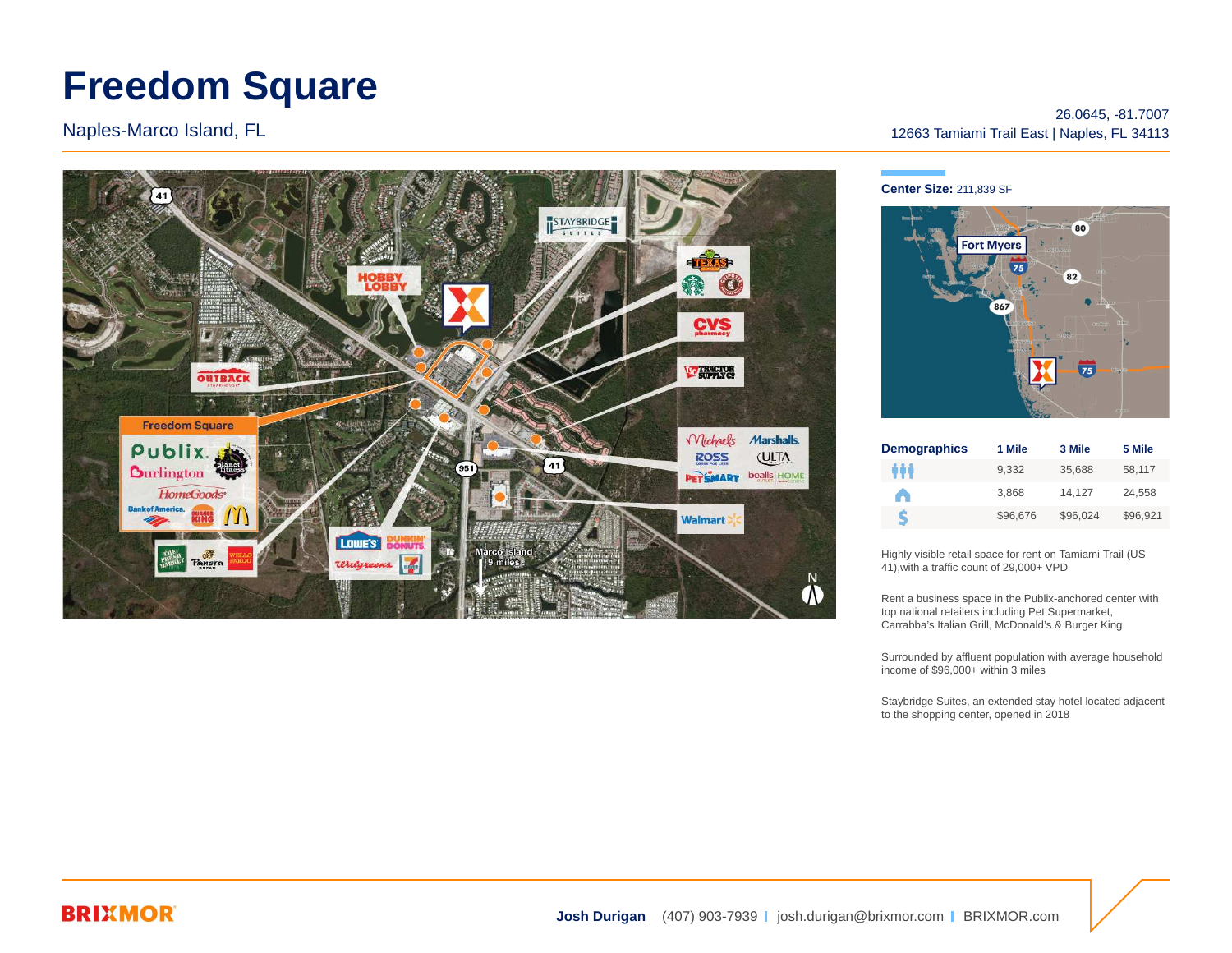# Freedom Square

Naples-Marco Island, FL

26.0645, -81.7007
12663 Tamiami Trail East | Naples, FL 34113

**Center Size:** 211,839 SF

| Demographics | 1 Mile | 3 Mile | 5 Mile |
|---|---|---|---|
| Population | 9,332 | 35,688 | 58,117 |
| Households | 3,868 | 14,127 | 24,558 |
| Income | $96,676 | $96,024 | $96,921 |

Highly visible retail space for rent on Tamiami Trail (US 41),with a traffic count of 29,000+ VPD

Rent a business space in the Publix-anchored center with top national retailers including Pet Supermarket, Carrabba's Italian Grill, McDonald's & Burger King

Surrounded by affluent population with average household income of $96,000+ within 3 miles

Staybridge Suites, an extended stay hotel located adjacent to the shopping center, opened in 2018

BRIXMOR

**Josh Durigan** (407) 903-7939 | josh.durigan@brixmor.com | BRIXMOR.com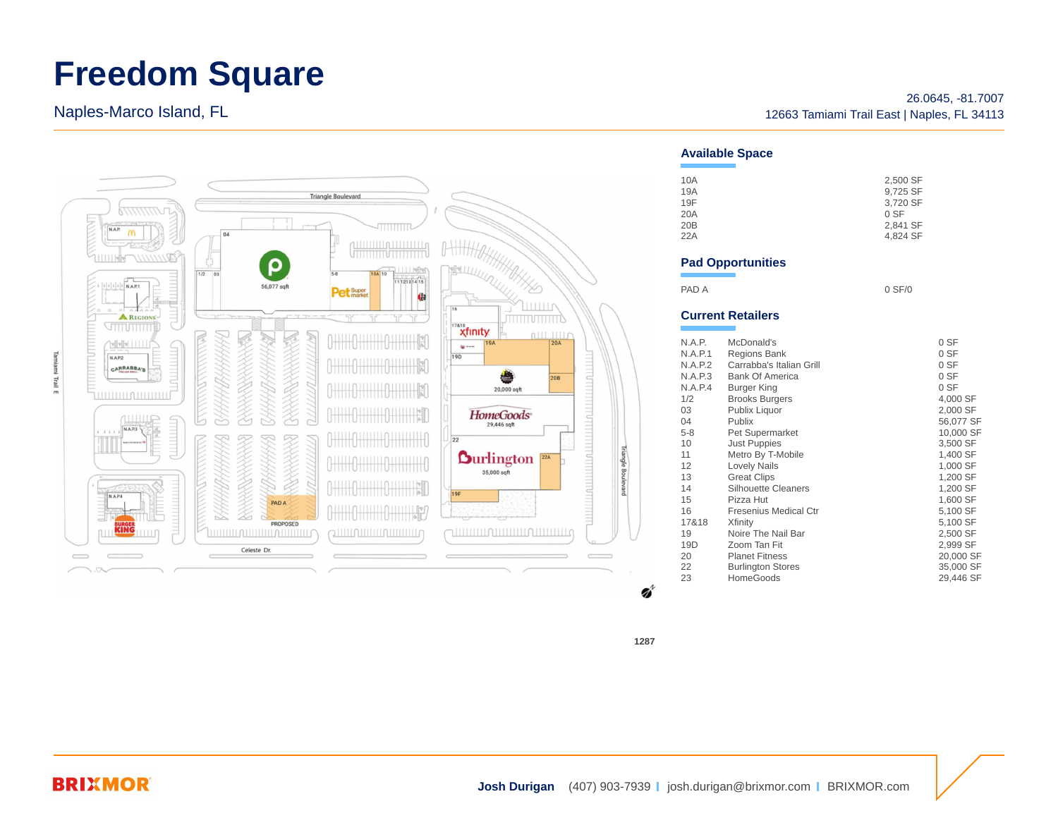# Freedom Square

Naples-Marco Island, FL

26.0645, -81.7007
12663 Tamiami Trail East | Naples, FL 34113

Triangle Boulevard
N.A.P.
04
N.A.P.1
REGIONS
1/2
03
56,077 sqft
5-8
10A
10
11
12
13
14
15
Pet Supermarket
16
17&18
xfinity
19A
20A
19D
20B
20,000 sqft
N.A.P.2
CARRABBA'S
HomeGoods
29,446 sqft
N.A.P.3
22
Burlington
22A
35,000 sqft
19F
N.A.P.4
BURGER KING
PAD A
PROPOSED
Celeste Dr.
Tamiami Trail E
Triangle Boulevard

## Available Space

| | |
|---|---|
| 10A | 2,500 SF |
| 19A | 9,725 SF |
| 19F | 3,720 SF |
| 20A | 0 SF |
| 20B | 2,841 SF |
| 22A | 4,824 SF |

## Pad Opportunities

| | |
|---|---|
| PAD A | 0 SF/0 |

## Current Retailers

| | | |
|---|---|---|
| N.A.P. | McDonald's | 0 SF |
| N.A.P.1 | Regions Bank | 0 SF |
| N.A.P.2 | Carrabba's Italian Grill | 0 SF |
| N.A.P.3 | Bank Of America | 0 SF |
| N.A.P.4 | Burger King | 0 SF |
| 1/2 | Brooks Burgers | 4,000 SF |
| 03 | Publix Liquor | 2,000 SF |
| 04 | Publix | 56,077 SF |
| 5-8 | Pet Supermarket | 10,000 SF |
| 10 | Just Puppies | 3,500 SF |
| 11 | Metro By T-Mobile | 1,400 SF |
| 12 | Lovely Nails | 1,000 SF |
| 13 | Great Clips | 1,200 SF |
| 14 | Silhouette Cleaners | 1,200 SF |
| 15 | Pizza Hut | 1,600 SF |
| 16 | Fresenius Medical Ctr | 5,100 SF |
| 17&18 | Xfinity | 5,100 SF |
| 19 | Noire The Nail Bar | 2,500 SF |
| 19D | Zoom Tan Fit | 2,999 SF |
| 20 | Planet Fitness | 20,000 SF |
| 22 | Burlington Stores | 35,000 SF |
| 23 | HomeGoods | 29,446 SF |

1287

BRIXMOR

**Josh Durigan** (407) 903-7939 | josh.durigan@brixmor.com | BRIXMOR.com